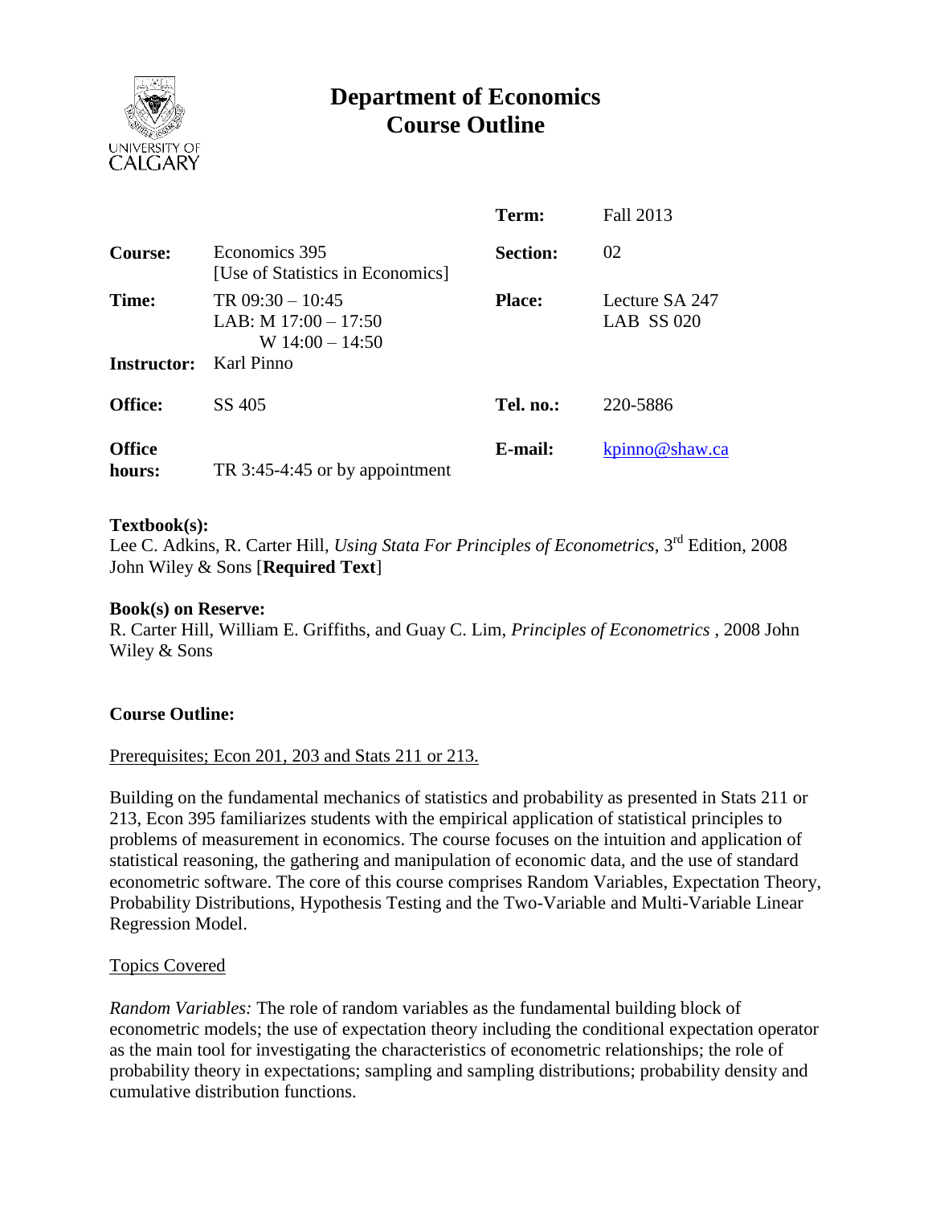# Department of Economics Course Outline

| | | | |
|---|---|---|---|
| | | **Term:** | Fall 2013 |
| **Course:** | Economics 395 [Use of Statistics in Economics] | **Section:** | 02 |
| **Time:** | TR 09:30 – 10:45<br>LAB: M 17:00 – 17:50<br>W 14:00 – 14:50 | **Place:** | Lecture SA 247<br>LAB SS 020 |
| **Instructor:** | Karl Pinno | | |
| **Office:** | SS 405 | **Tel. no.:** | 220-5886 |
| **Office hours:** | TR 3:45-4:45 or by appointment | **E-mail:** | kpinno@shaw.ca |

**Textbook(s):**
Lee C. Adkins, R. Carter Hill, *Using Stata For Principles of Econometrics*, 3rd Edition, 2008 John Wiley & Sons [**Required Text**]

**Book(s) on Reserve:**
R. Carter Hill, William E. Griffiths, and Guay C. Lim, *Principles of Econometrics* , 2008 John Wiley & Sons

**Course Outline:**

Prerequisites; Econ 201, 203 and Stats 211 or 213.

Building on the fundamental mechanics of statistics and probability as presented in Stats 211 or 213, Econ 395 familiarizes students with the empirical application of statistical principles to problems of measurement in economics. The course focuses on the intuition and application of statistical reasoning, the gathering and manipulation of economic data, and the use of standard econometric software. The core of this course comprises Random Variables, Expectation Theory, Probability Distributions, Hypothesis Testing and the Two-Variable and Multi-Variable Linear Regression Model.

Topics Covered

*Random Variables:* The role of random variables as the fundamental building block of econometric models; the use of expectation theory including the conditional expectation operator as the main tool for investigating the characteristics of econometric relationships; the role of probability theory in expectations; sampling and sampling distributions; probability density and cumulative distribution functions.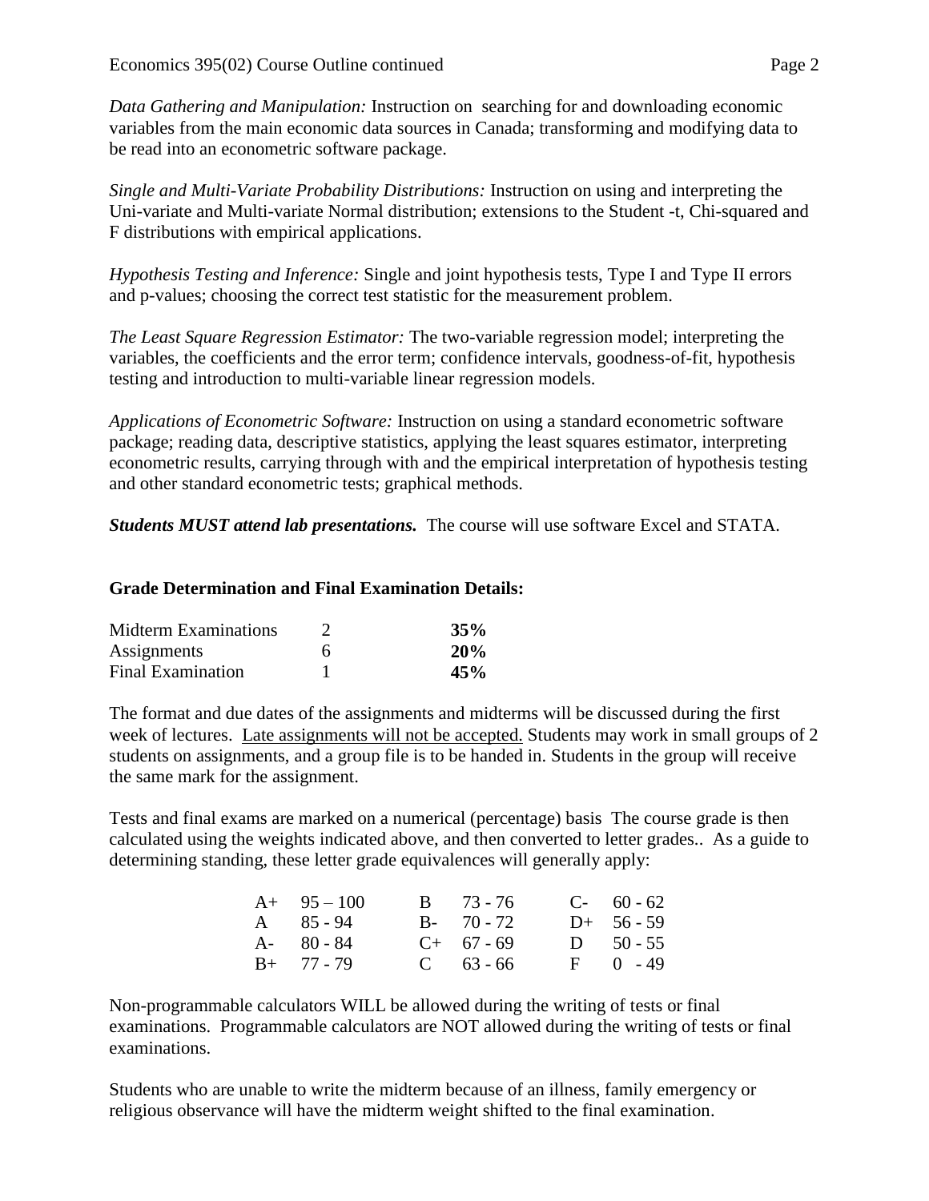*Data Gathering and Manipulation:* Instruction on  searching for and downloading economic variables from the main economic data sources in Canada; transforming and modifying data to be read into an econometric software package.

*Single and Multi-Variate Probability Distributions:* Instruction on using and interpreting the Uni-variate and Multi-variate Normal distribution; extensions to the Student -t, Chi-squared and F distributions with empirical applications.

*Hypothesis Testing and Inference:* Single and joint hypothesis tests, Type I and Type II errors and p-values; choosing the correct test statistic for the measurement problem.

*The Least Square Regression Estimator:* The two-variable regression model; interpreting the variables, the coefficients and the error term; confidence intervals, goodness-of-fit, hypothesis testing and introduction to multi-variable linear regression models.

*Applications of Econometric Software:* Instruction on using a standard econometric software package; reading data, descriptive statistics, applying the least squares estimator, interpreting econometric results, carrying through with and the empirical interpretation of hypothesis testing and other standard econometric tests; graphical methods.

***Students MUST attend lab presentations.*** The course will use software Excel and STATA.

**Grade Determination and Final Examination Details:**

| | | |
|---|---|---|
| Midterm Examinations | 2 | **35%** |
| Assignments | 6 | **20%** |
| Final Examination | 1 | **45%** |

The format and due dates of the assignments and midterms will be discussed during the first week of lectures. Late assignments will not be accepted. Students may work in small groups of 2 students on assignments, and a group file is to be handed in. Students in the group will receive the same mark for the assignment.

Tests and final exams are marked on a numerical (percentage) basis  The course grade is then calculated using the weights indicated above, and then converted to letter grades..  As a guide to determining standing, these letter grade equivalences will generally apply:

| | | | | | |
|---|---|---|---|---|---|
| A+ | 95 – 100 | B | 73 - 76 | C- | 60 - 62 |
| A | 85 - 94 | B- | 70 - 72 | D+ | 56 - 59 |
| A- | 80 - 84 | C+ | 67 - 69 | D | 50 - 55 |
| B+ | 77 - 79 | C | 63 - 66 | F | 0 - 49 |

Non-programmable calculators WILL be allowed during the writing of tests or final examinations. Programmable calculators are NOT allowed during the writing of tests or final examinations.

Students who are unable to write the midterm because of an illness, family emergency or religious observance will have the midterm weight shifted to the final examination.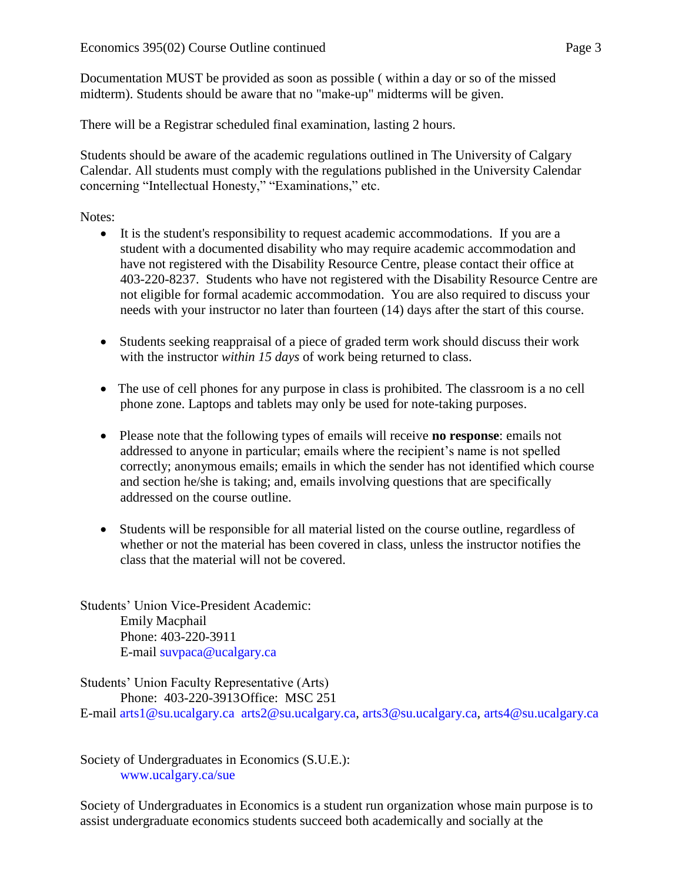Documentation MUST be provided as soon as possible ( within a day or so of the missed midterm). Students should be aware that no "make-up" midterms will be given.

There will be a Registrar scheduled final examination, lasting 2 hours.

Students should be aware of the academic regulations outlined in The University of Calgary Calendar. All students must comply with the regulations published in the University Calendar concerning “Intellectual Honesty,” “Examinations,” etc.

Notes:

- It is the student's responsibility to request academic accommodations. If you are a student with a documented disability who may require academic accommodation and have not registered with the Disability Resource Centre, please contact their office at 403-220-8237. Students who have not registered with the Disability Resource Centre are not eligible for formal academic accommodation. You are also required to discuss your needs with your instructor no later than fourteen (14) days after the start of this course.

- Students seeking reappraisal of a piece of graded term work should discuss their work with the instructor *within 15 days* of work being returned to class.

- The use of cell phones for any purpose in class is prohibited. The classroom is a no cell phone zone. Laptops and tablets may only be used for note-taking purposes.

- Please note that the following types of emails will receive **no response**: emails not addressed to anyone in particular; emails where the recipient’s name is not spelled correctly; anonymous emails; emails in which the sender has not identified which course and section he/she is taking; and, emails involving questions that are specifically addressed on the course outline.

- Students will be responsible for all material listed on the course outline, regardless of whether or not the material has been covered in class, unless the instructor notifies the class that the material will not be covered.

Students’ Union Vice-President Academic:
Emily Macphail
Phone: 403-220-3911
E-mail suvpaca@ucalgary.ca

Students’ Union Faculty Representative (Arts)
Phone: 403-220-3913 Office: MSC 251
E-mail arts1@su.ucalgary.ca arts2@su.ucalgary.ca, arts3@su.ucalgary.ca, arts4@su.ucalgary.ca

Society of Undergraduates in Economics (S.U.E.):
www.ucalgary.ca/sue

Society of Undergraduates in Economics is a student run organization whose main purpose is to assist undergraduate economics students succeed both academically and socially at the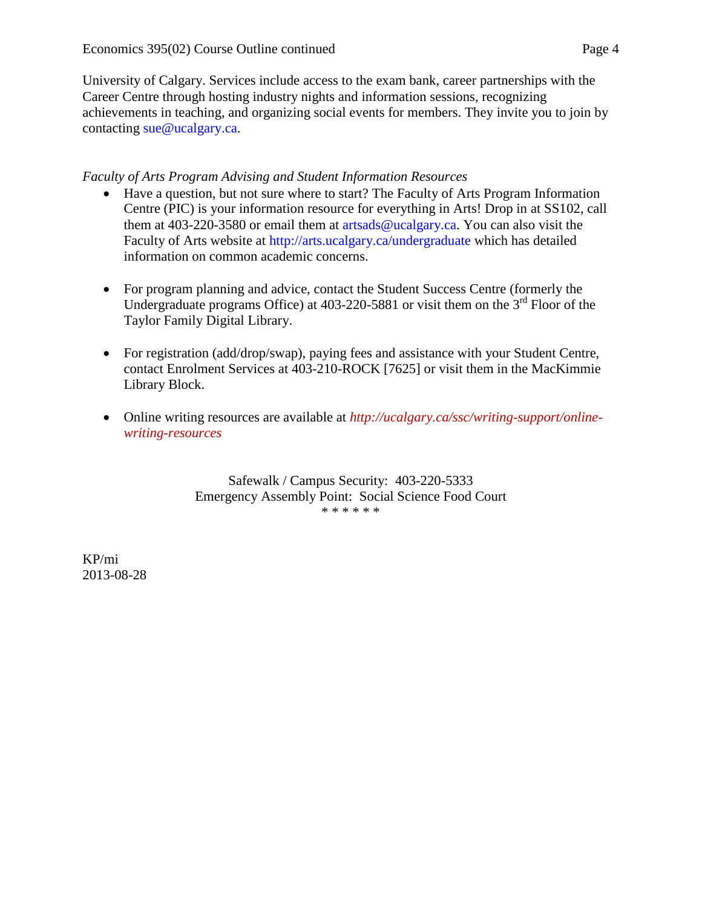University of Calgary. Services include access to the exam bank, career partnerships with the Career Centre through hosting industry nights and information sessions, recognizing achievements in teaching, and organizing social events for members. They invite you to join by contacting sue@ucalgary.ca.

*Faculty of Arts Program Advising and Student Information Resources*

- Have a question, but not sure where to start? The Faculty of Arts Program Information Centre (PIC) is your information resource for everything in Arts! Drop in at SS102, call them at 403-220-3580 or email them at artsads@ucalgary.ca. You can also visit the Faculty of Arts website at http://arts.ucalgary.ca/undergraduate which has detailed information on common academic concerns.

- For program planning and advice, contact the Student Success Centre (formerly the Undergraduate programs Office) at 403-220-5881 or visit them on the 3rd Floor of the Taylor Family Digital Library.

- For registration (add/drop/swap), paying fees and assistance with your Student Centre, contact Enrolment Services at 403-210-ROCK [7625] or visit them in the MacKimmie Library Block.

- Online writing resources are available at *http://ucalgary.ca/ssc/writing-support/online-writing-resources*

Safewalk / Campus Security: 403-220-5333
Emergency Assembly Point: Social Science Food Court
* * * * * *

KP/mi
2013-08-28